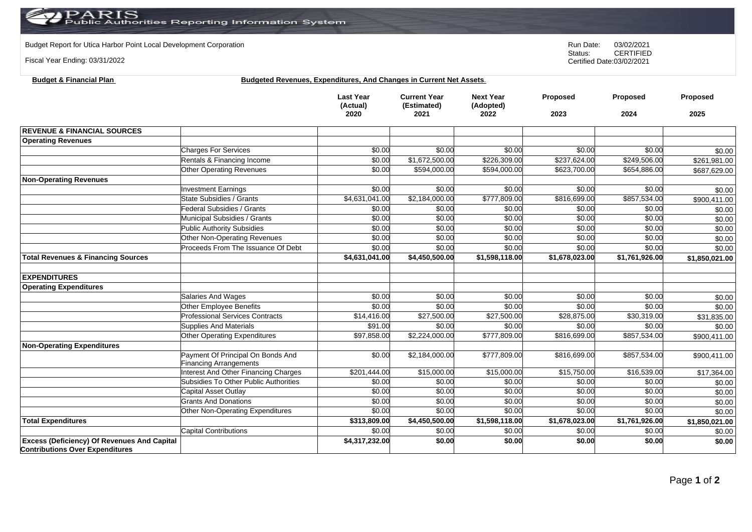# PARIS Public Authorities Reporting Information System

Budget Report for Utica Harbor Point Local Development Corporation

Fiscal Year Ending: 03/31/2022

Run Date: 03/02/2021
Status: CERTIFIED
Certified Date: 03/02/2021

**Budget & Financial Plan** **Budgeted Revenues, Expenditures, And Changes in Current Net Assets.**

| | | Last Year (Actual) 2020 | Current Year (Estimated) 2021 | Next Year (Adopted) 2022 | Proposed 2023 | Proposed 2024 | Proposed 2025 |
|---|---|---|---|---|---|---|---|
| **REVENUE & FINANCIAL SOURCES** | | | | | | | |
| **Operating Revenues** | | | | | | | |
| | Charges For Services | $0.00 | $0.00 | $0.00 | $0.00 | $0.00 | $0.00 |
| | Rentals & Financing Income | $0.00 | $1,672,500.00 | $226,309.00 | $237,624.00 | $249,506.00 | $261,981.00 |
| | Other Operating Revenues | $0.00 | $594,000.00 | $594,000.00 | $623,700.00 | $654,886.00 | $687,629.00 |
| **Non-Operating Revenues** | | | | | | | |
| | Investment Earnings | $0.00 | $0.00 | $0.00 | $0.00 | $0.00 | $0.00 |
| | State Subsidies / Grants | $4,631,041.00 | $2,184,000.00 | $777,809.00 | $816,699.00 | $857,534.00 | $900,411.00 |
| | Federal Subsidies / Grants | $0.00 | $0.00 | $0.00 | $0.00 | $0.00 | $0.00 |
| | Municipal Subsidies / Grants | $0.00 | $0.00 | $0.00 | $0.00 | $0.00 | $0.00 |
| | Public Authority Subsidies | $0.00 | $0.00 | $0.00 | $0.00 | $0.00 | $0.00 |
| | Other Non-Operating Revenues | $0.00 | $0.00 | $0.00 | $0.00 | $0.00 | $0.00 |
| | Proceeds From The Issuance Of Debt | $0.00 | $0.00 | $0.00 | $0.00 | $0.00 | $0.00 |
| **Total Revenues & Financing Sources** | | **$4,631,041.00** | **$4,450,500.00** | **$1,598,118.00** | **$1,678,023.00** | **$1,761,926.00** | **$1,850,021.00** |
| | | | | | | | |
| **EXPENDITURES** | | | | | | | |
| **Operating Expenditures** | | | | | | | |
| | Salaries And Wages | $0.00 | $0.00 | $0.00 | $0.00 | $0.00 | $0.00 |
| | Other Employee Benefits | $0.00 | $0.00 | $0.00 | $0.00 | $0.00 | $0.00 |
| | Professional Services Contracts | $14,416.00 | $27,500.00 | $27,500.00 | $28,875.00 | $30,319.00 | $31,835.00 |
| | Supplies And Materials | $91.00 | $0.00 | $0.00 | $0.00 | $0.00 | $0.00 |
| | Other Operating Expenditures | $97,858.00 | $2,224,000.00 | $777,809.00 | $816,699.00 | $857,534.00 | $900,411.00 |
| **Non-Operating Expenditures** | | | | | | | |
| | Payment Of Principal On Bonds And Financing Arrangements | $0.00 | $2,184,000.00 | $777,809.00 | $816,699.00 | $857,534.00 | $900,411.00 |
| | Interest And Other Financing Charges | $201,444.00 | $15,000.00 | $15,000.00 | $15,750.00 | $16,539.00 | $17,364.00 |
| | Subsidies To Other Public Authorities | $0.00 | $0.00 | $0.00 | $0.00 | $0.00 | $0.00 |
| | Capital Asset Outlay | $0.00 | $0.00 | $0.00 | $0.00 | $0.00 | $0.00 |
| | Grants And Donations | $0.00 | $0.00 | $0.00 | $0.00 | $0.00 | $0.00 |
| | Other Non-Operating Expenditures | $0.00 | $0.00 | $0.00 | $0.00 | $0.00 | $0.00 |
| **Total Expenditures** | | **$313,809.00** | **$4,450,500.00** | **$1,598,118.00** | **$1,678,023.00** | **$1,761,926.00** | **$1,850,021.00** |
| | Capital Contributions | $0.00 | $0.00 | $0.00 | $0.00 | $0.00 | $0.00 |
| **Excess (Deficiency) Of Revenues And Capital Contributions Over Expenditures** | | **$4,317,232.00** | **$0.00** | **$0.00** | **$0.00** | **$0.00** | **$0.00** |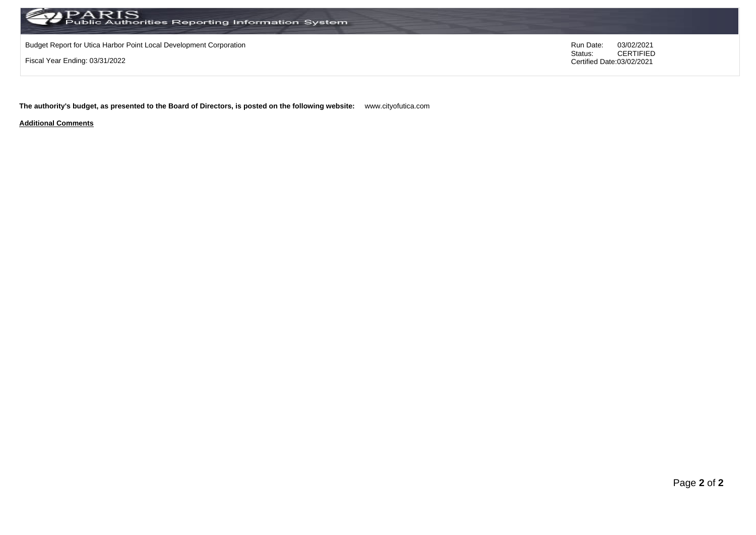PARIS Public Authorities Reporting Information System

Budget Report for Utica Harbor Point Local Development Corporation

Fiscal Year Ending: 03/31/2022

Run Date: 03/02/2021
Status: CERTIFIED
Certified Date:03/02/2021

**The authority's budget, as presented to the Board of Directors, is posted on the following website:** www.cityofutica.com

**Additional Comments**